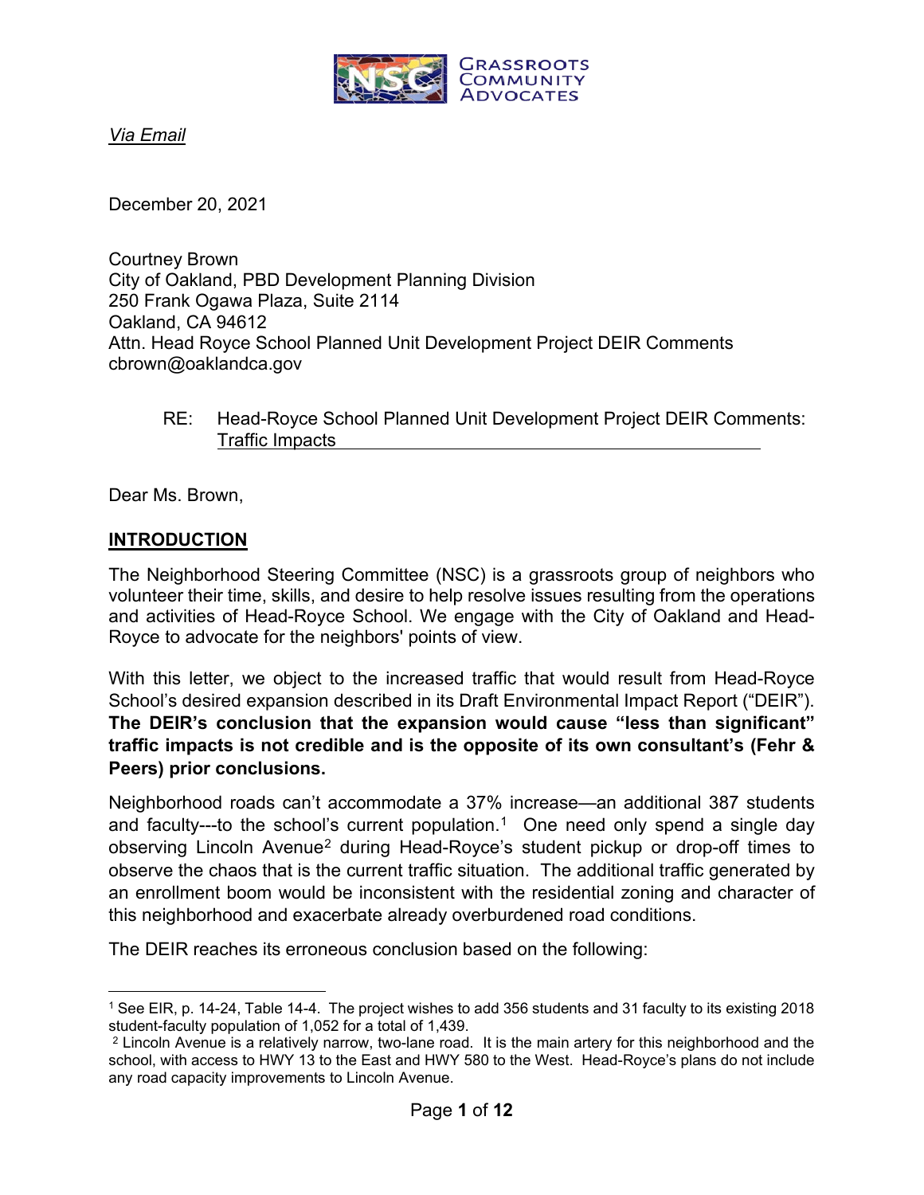NSC Grassroots Community Advocates

*Via Email*

December 20, 2021

Courtney Brown
City of Oakland, PBD Development Planning Division
250 Frank Ogawa Plaza, Suite 2114
Oakland, CA 94612
Attn. Head Royce School Planned Unit Development Project DEIR Comments
cbrown@oaklandca.gov

RE: Head-Royce School Planned Unit Development Project DEIR Comments: Traffic Impacts

Dear Ms. Brown,

## INTRODUCTION

The Neighborhood Steering Committee (NSC) is a grassroots group of neighbors who volunteer their time, skills, and desire to help resolve issues resulting from the operations and activities of Head-Royce School. We engage with the City of Oakland and Head-Royce to advocate for the neighbors' points of view.

With this letter, we object to the increased traffic that would result from Head-Royce School's desired expansion described in its Draft Environmental Impact Report ("DEIR"). **The DEIR's conclusion that the expansion would cause "less than significant" traffic impacts is not credible and is the opposite of its own consultant's (Fehr & Peers) prior conclusions.**

Neighborhood roads can't accommodate a 37% increase—an additional 387 students and faculty---to the school's current population.[1] One need only spend a single day observing Lincoln Avenue[2] during Head-Royce's student pickup or drop-off times to observe the chaos that is the current traffic situation. The additional traffic generated by an enrollment boom would be inconsistent with the residential zoning and character of this neighborhood and exacerbate already overburdened road conditions.

The DEIR reaches its erroneous conclusion based on the following:

[1] See EIR, p. 14-24, Table 14-4. The project wishes to add 356 students and 31 faculty to its existing 2018 student-faculty population of 1,052 for a total of 1,439.

[2] Lincoln Avenue is a relatively narrow, two-lane road. It is the main artery for this neighborhood and the school, with access to HWY 13 to the East and HWY 580 to the West. Head-Royce's plans do not include any road capacity improvements to Lincoln Avenue.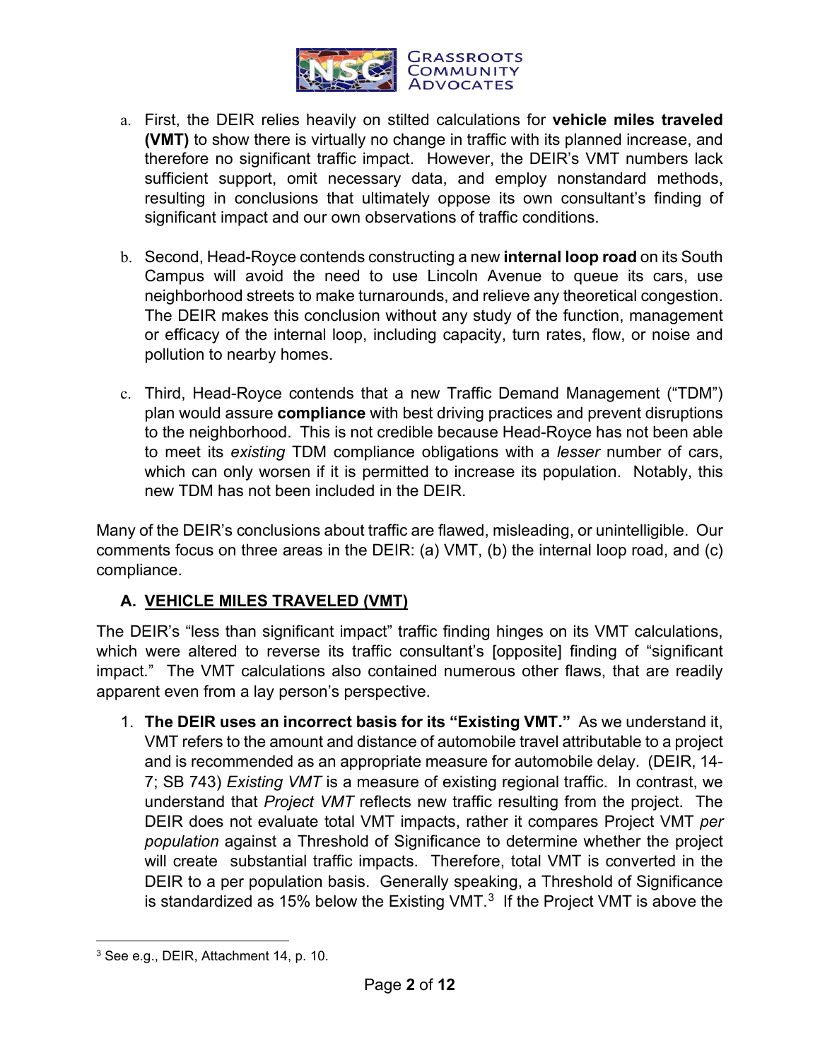a. First, the DEIR relies heavily on stilted calculations for **vehicle miles traveled (VMT)** to show there is virtually no change in traffic with its planned increase, and therefore no significant traffic impact. However, the DEIR's VMT numbers lack sufficient support, omit necessary data, and employ nonstandard methods, resulting in conclusions that ultimately oppose its own consultant's finding of significant impact and our own observations of traffic conditions.

b. Second, Head-Royce contends constructing a new **internal loop road** on its South Campus will avoid the need to use Lincoln Avenue to queue its cars, use neighborhood streets to make turnarounds, and relieve any theoretical congestion. The DEIR makes this conclusion without any study of the function, management or efficacy of the internal loop, including capacity, turn rates, flow, or noise and pollution to nearby homes.

c. Third, Head-Royce contends that a new Traffic Demand Management ("TDM") plan would assure **compliance** with best driving practices and prevent disruptions to the neighborhood. This is not credible because Head-Royce has not been able to meet its *existing* TDM compliance obligations with a *lesser* number of cars, which can only worsen if it is permitted to increase its population. Notably, this new TDM has not been included in the DEIR.

Many of the DEIR's conclusions about traffic are flawed, misleading, or unintelligible. Our comments focus on three areas in the DEIR: (a) VMT, (b) the internal loop road, and (c) compliance.

## A. <u>VEHICLE MILES TRAVELED (VMT)</u>

The DEIR's "less than significant impact" traffic finding hinges on its VMT calculations, which were altered to reverse its traffic consultant's [opposite] finding of "significant impact." The VMT calculations also contained numerous other flaws, that are readily apparent even from a lay person's perspective.

1. **The DEIR uses an incorrect basis for its "Existing VMT."** As we understand it, VMT refers to the amount and distance of automobile travel attributable to a project and is recommended as an appropriate measure for automobile delay. (DEIR, 14-7; SB 743) *Existing VMT* is a measure of existing regional traffic. In contrast, we understand that *Project VMT* reflects new traffic resulting from the project. The DEIR does not evaluate total VMT impacts, rather it compares Project VMT *per population* against a Threshold of Significance to determine whether the project will create substantial traffic impacts. Therefore, total VMT is converted in the DEIR to a per population basis. Generally speaking, a Threshold of Significance is standardized as 15% below the Existing VMT.[3] If the Project VMT is above the

[3] See e.g., DEIR, Attachment 14, p. 10.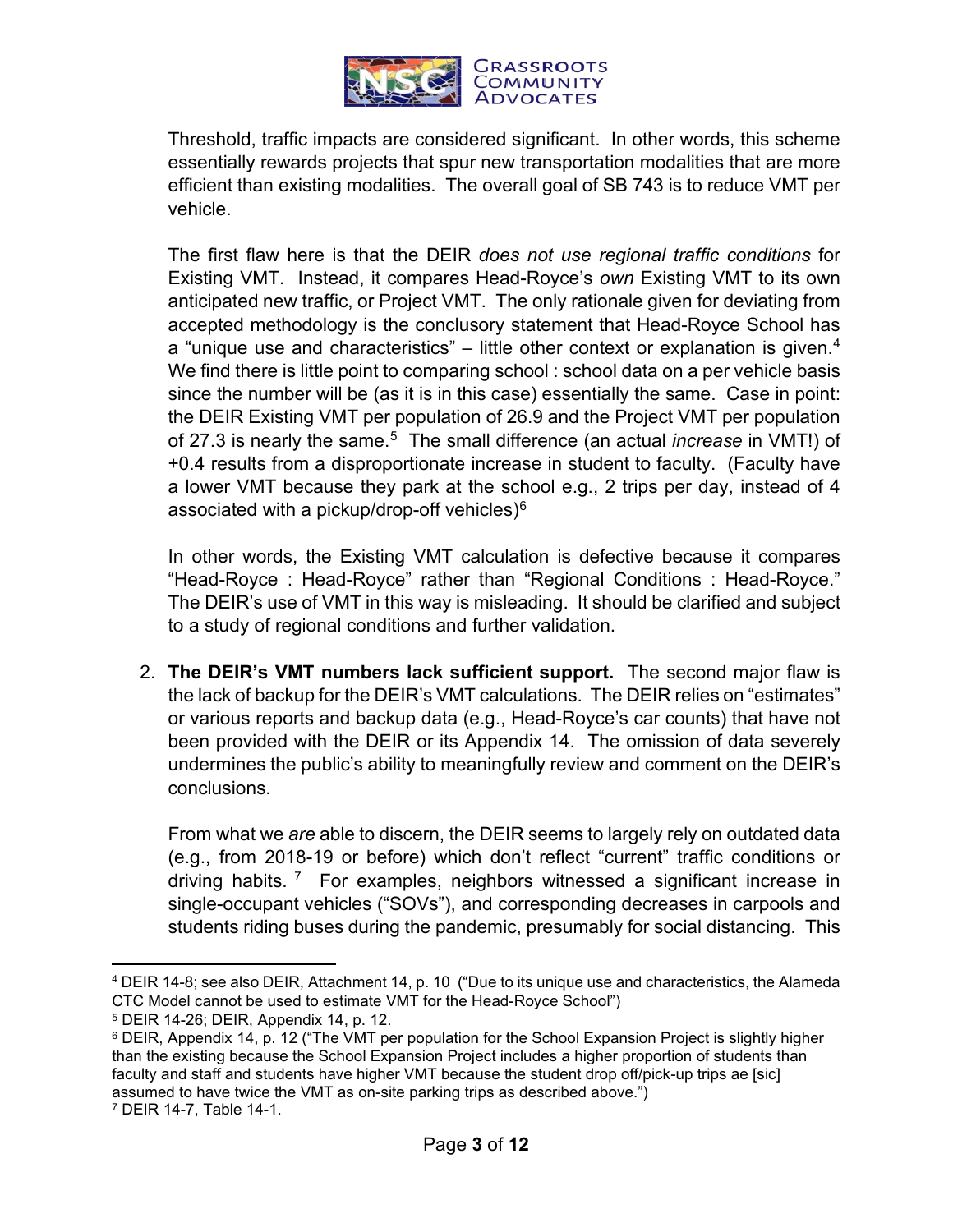Threshold, traffic impacts are considered significant. In other words, this scheme essentially rewards projects that spur new transportation modalities that are more efficient than existing modalities. The overall goal of SB 743 is to reduce VMT per vehicle.

The first flaw here is that the DEIR *does not use regional traffic conditions* for Existing VMT. Instead, it compares Head-Royce's *own* Existing VMT to its own anticipated new traffic, or Project VMT. The only rationale given for deviating from accepted methodology is the conclusory statement that Head-Royce School has a "unique use and characteristics" – little other context or explanation is given.[4] We find there is little point to comparing school : school data on a per vehicle basis since the number will be (as it is in this case) essentially the same. Case in point: the DEIR Existing VMT per population of 26.9 and the Project VMT per population of 27.3 is nearly the same.[5] The small difference (an actual *increase* in VMT!) of +0.4 results from a disproportionate increase in student to faculty. (Faculty have a lower VMT because they park at the school e.g., 2 trips per day, instead of 4 associated with a pickup/drop-off vehicles)[6]

In other words, the Existing VMT calculation is defective because it compares "Head-Royce : Head-Royce" rather than "Regional Conditions : Head-Royce." The DEIR's use of VMT in this way is misleading. It should be clarified and subject to a study of regional conditions and further validation.

2. **The DEIR's VMT numbers lack sufficient support.** The second major flaw is the lack of backup for the DEIR's VMT calculations. The DEIR relies on "estimates" or various reports and backup data (e.g., Head-Royce's car counts) that have not been provided with the DEIR or its Appendix 14. The omission of data severely undermines the public's ability to meaningfully review and comment on the DEIR's conclusions.

   From what we *are* able to discern, the DEIR seems to largely rely on outdated data (e.g., from 2018-19 or before) which don't reflect "current" traffic conditions or driving habits.[7] For examples, neighbors witnessed a significant increase in single-occupant vehicles ("SOVs"), and corresponding decreases in carpools and students riding buses during the pandemic, presumably for social distancing. This

---

[4] DEIR 14-8; see also DEIR, Attachment 14, p. 10 ("Due to its unique use and characteristics, the Alameda CTC Model cannot be used to estimate VMT for the Head-Royce School")

[5] DEIR 14-26; DEIR, Appendix 14, p. 12.

[6] DEIR, Appendix 14, p. 12 ("The VMT per population for the School Expansion Project is slightly higher than the existing because the School Expansion Project includes a higher proportion of students than faculty and staff and students have higher VMT because the student drop off/pick-up trips ae [sic] assumed to have twice the VMT as on-site parking trips as described above.")

[7] DEIR 14-7, Table 14-1.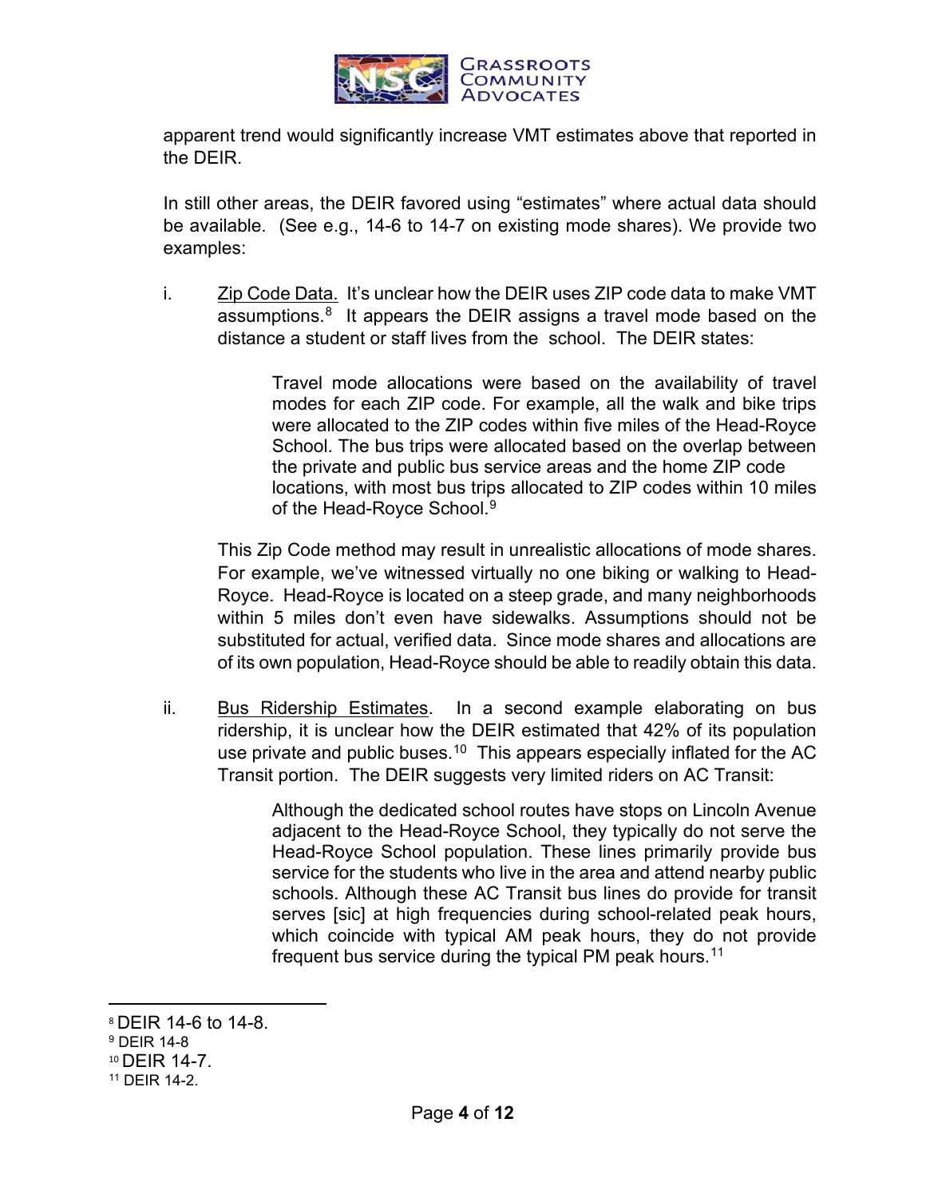apparent trend would significantly increase VMT estimates above that reported in the DEIR.

In still other areas, the DEIR favored using "estimates" where actual data should be available. (See e.g., 14-6 to 14-7 on existing mode shares). We provide two examples:

i. <u>Zip Code Data.</u> It's unclear how the DEIR uses ZIP code data to make VMT assumptions.[8] It appears the DEIR assigns a travel mode based on the distance a student or staff lives from the school. The DEIR states:

> Travel mode allocations were based on the availability of travel modes for each ZIP code. For example, all the walk and bike trips were allocated to the ZIP codes within five miles of the Head-Royce School. The bus trips were allocated based on the overlap between the private and public bus service areas and the home ZIP code locations, with most bus trips allocated to ZIP codes within 10 miles of the Head-Royce School.[9]

This Zip Code method may result in unrealistic allocations of mode shares. For example, we've witnessed virtually no one biking or walking to Head-Royce. Head-Royce is located on a steep grade, and many neighborhoods within 5 miles don't even have sidewalks. Assumptions should not be substituted for actual, verified data. Since mode shares and allocations are of its own population, Head-Royce should be able to readily obtain this data.

ii. <u>Bus Ridership Estimates</u>. In a second example elaborating on bus ridership, it is unclear how the DEIR estimated that 42% of its population use private and public buses.[10] This appears especially inflated for the AC Transit portion. The DEIR suggests very limited riders on AC Transit:

> Although the dedicated school routes have stops on Lincoln Avenue adjacent to the Head-Royce School, they typically do not serve the Head-Royce School population. These lines primarily provide bus service for the students who live in the area and attend nearby public schools. Although these AC Transit bus lines do provide for transit serves [sic] at high frequencies during school-related peak hours, which coincide with typical AM peak hours, they do not provide frequent bus service during the typical PM peak hours.[11]

---

[8] DEIR 14-6 to 14-8.

[9] DEIR 14-8

[10] DEIR 14-7.

[11] DEIR 14-2.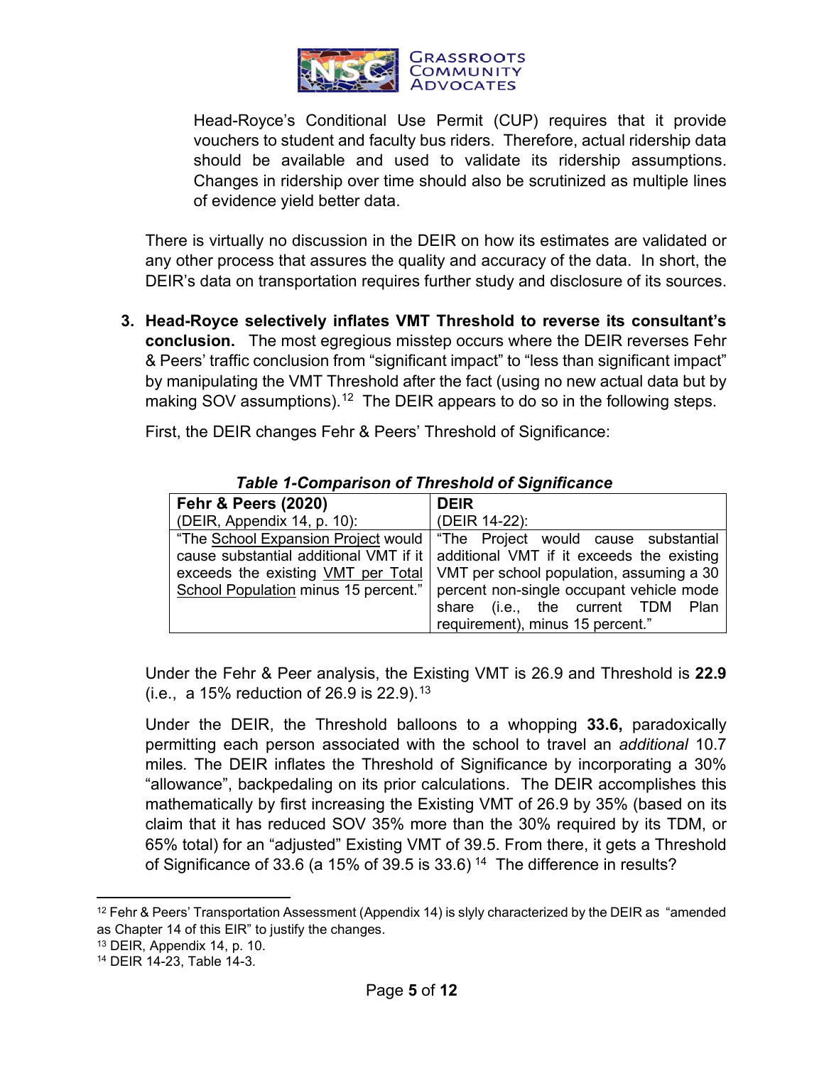Head-Royce's Conditional Use Permit (CUP) requires that it provide vouchers to student and faculty bus riders. Therefore, actual ridership data should be available and used to validate its ridership assumptions. Changes in ridership over time should also be scrutinized as multiple lines of evidence yield better data.

There is virtually no discussion in the DEIR on how its estimates are validated or any other process that assures the quality and accuracy of the data. In short, the DEIR's data on transportation requires further study and disclosure of its sources.

3. **Head-Royce selectively inflates VMT Threshold to reverse its consultant's conclusion.** The most egregious misstep occurs where the DEIR reverses Fehr & Peers' traffic conclusion from "significant impact" to "less than significant impact" by manipulating the VMT Threshold after the fact (using no new actual data but by making SOV assumptions).[12] The DEIR appears to do so in the following steps.

   First, the DEIR changes Fehr & Peers' Threshold of Significance:

***Table 1-Comparison of Threshold of Significance***

| **Fehr & Peers (2020)** (DEIR, Appendix 14, p. 10): | **DEIR** (DEIR 14-22): |
| --- | --- |
| "The School Expansion Project would cause substantial additional VMT if it exceeds the existing VMT per Total School Population minus 15 percent." | "The Project would cause substantial additional VMT if it exceeds the existing VMT per school population, assuming a 30 percent non-single occupant vehicle mode share (i.e., the current TDM Plan requirement), minus 15 percent." |

Under the Fehr & Peer analysis, the Existing VMT is 26.9 and Threshold is **22.9** (i.e., a 15% reduction of 26.9 is 22.9).[13]

Under the DEIR, the Threshold balloons to a whopping **33.6,** paradoxically permitting each person associated with the school to travel an *additional* 10.7 miles. The DEIR inflates the Threshold of Significance by incorporating a 30% "allowance", backpedaling on its prior calculations. The DEIR accomplishes this mathematically by first increasing the Existing VMT of 26.9 by 35% (based on its claim that it has reduced SOV 35% more than the 30% required by its TDM, or 65% total) for an "adjusted" Existing VMT of 39.5. From there, it gets a Threshold of Significance of 33.6 (a 15% of 39.5 is 33.6) [14] The difference in results?

---

[12] Fehr & Peers' Transportation Assessment (Appendix 14) is slyly characterized by the DEIR as "amended as Chapter 14 of this EIR" to justify the changes.

[13] DEIR, Appendix 14, p. 10.

[14] DEIR 14-23, Table 14-3.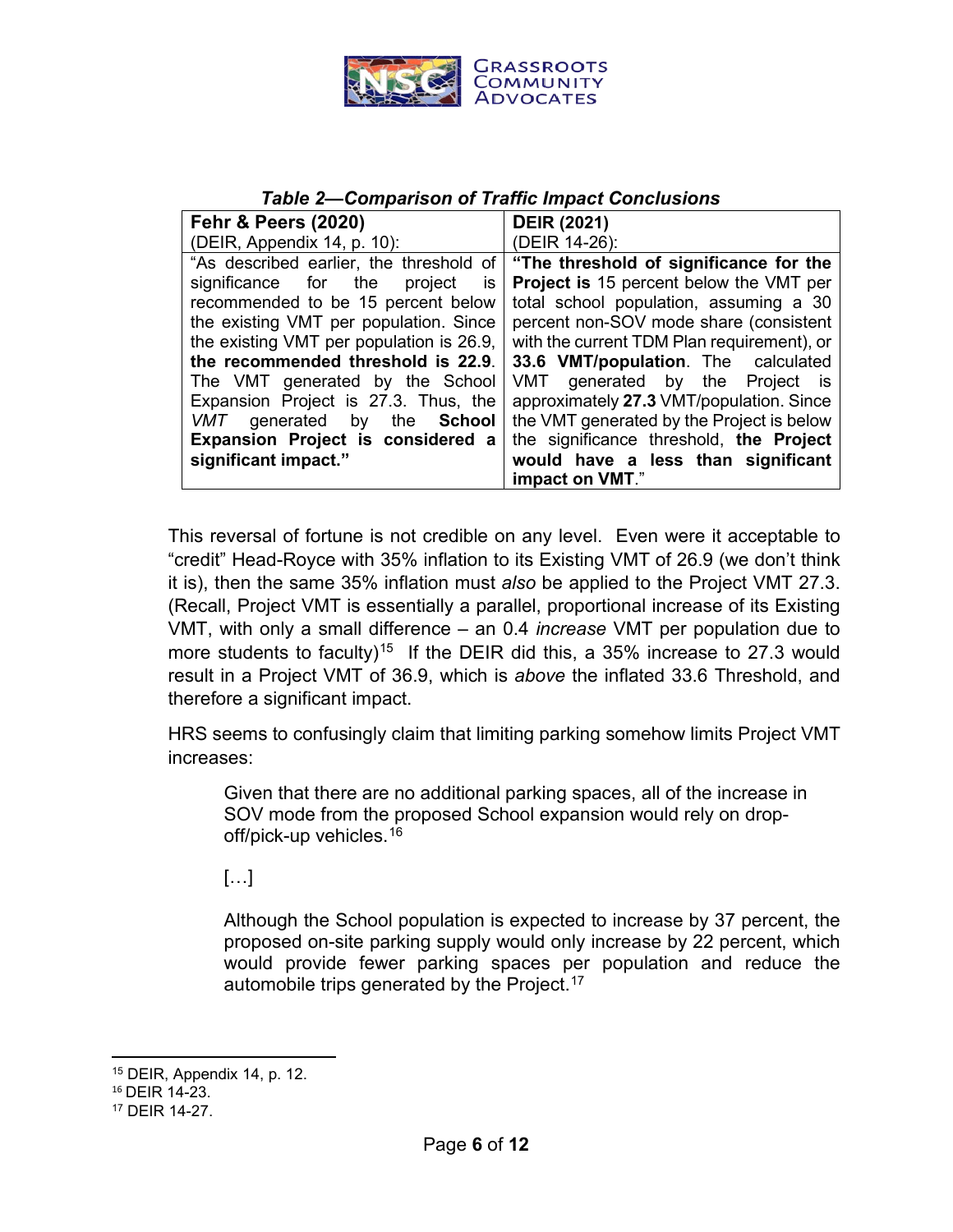***Table 2—Comparison of Traffic Impact Conclusions***

| **Fehr & Peers (2020)** (DEIR, Appendix 14, p. 10): | **DEIR (2021)** (DEIR 14-26): |
| --- | --- |
| "As described earlier, the threshold of significance for the project is recommended to be 15 percent below the existing VMT per population. Since the existing VMT per population is 26.9, **the recommended threshold is 22.9**. The VMT generated by the School Expansion Project is 27.3. Thus, the *VMT* generated by the **School Expansion Project is considered a significant impact."** | **"The threshold of significance for the Project is** 15 percent below the VMT per total school population, assuming a 30 percent non-SOV mode share (consistent with the current TDM Plan requirement), or **33.6 VMT/population**. The calculated VMT generated by the Project is approximately **27.3** VMT/population. Since the VMT generated by the Project is below the significance threshold, **the Project would have a less than significant impact on VMT**." |

This reversal of fortune is not credible on any level. Even were it acceptable to "credit" Head-Royce with 35% inflation to its Existing VMT of 26.9 (we don't think it is), then the same 35% inflation must *also* be applied to the Project VMT 27.3. (Recall, Project VMT is essentially a parallel, proportional increase of its Existing VMT, with only a small difference – an 0.4 *increase* VMT per population due to more students to faculty)[15] If the DEIR did this, a 35% increase to 27.3 would result in a Project VMT of 36.9, which is *above* the inflated 33.6 Threshold, and therefore a significant impact.

HRS seems to confusingly claim that limiting parking somehow limits Project VMT increases:

> Given that there are no additional parking spaces, all of the increase in SOV mode from the proposed School expansion would rely on drop-off/pick-up vehicles.[16]
>
> […]
>
> Although the School population is expected to increase by 37 percent, the proposed on-site parking supply would only increase by 22 percent, which would provide fewer parking spaces per population and reduce the automobile trips generated by the Project.[17]

---

[15] DEIR, Appendix 14, p. 12.

[16] DEIR 14-23.

[17] DEIR 14-27.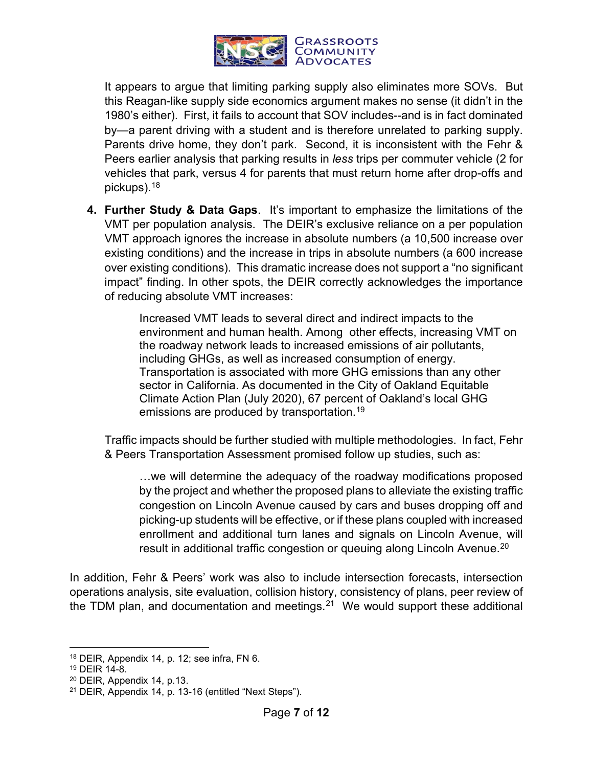It appears to argue that limiting parking supply also eliminates more SOVs. But this Reagan-like supply side economics argument makes no sense (it didn't in the 1980's either). First, it fails to account that SOV includes--and is in fact dominated by—a parent driving with a student and is therefore unrelated to parking supply. Parents drive home, they don't park. Second, it is inconsistent with the Fehr & Peers earlier analysis that parking results in *less* trips per commuter vehicle (2 for vehicles that park, versus 4 for parents that must return home after drop-offs and pickups).[18]

4. **Further Study & Data Gaps**. It's important to emphasize the limitations of the VMT per population analysis. The DEIR's exclusive reliance on a per population VMT approach ignores the increase in absolute numbers (a 10,500 increase over existing conditions) and the increase in trips in absolute numbers (a 600 increase over existing conditions). This dramatic increase does not support a "no significant impact" finding. In other spots, the DEIR correctly acknowledges the importance of reducing absolute VMT increases:

   > Increased VMT leads to several direct and indirect impacts to the environment and human health. Among other effects, increasing VMT on the roadway network leads to increased emissions of air pollutants, including GHGs, as well as increased consumption of energy. Transportation is associated with more GHG emissions than any other sector in California. As documented in the City of Oakland Equitable Climate Action Plan (July 2020), 67 percent of Oakland's local GHG emissions are produced by transportation.[19]

   Traffic impacts should be further studied with multiple methodologies. In fact, Fehr & Peers Transportation Assessment promised follow up studies, such as:

   > …we will determine the adequacy of the roadway modifications proposed by the project and whether the proposed plans to alleviate the existing traffic congestion on Lincoln Avenue caused by cars and buses dropping off and picking-up students will be effective, or if these plans coupled with increased enrollment and additional turn lanes and signals on Lincoln Avenue, will result in additional traffic congestion or queuing along Lincoln Avenue.[20]

In addition, Fehr & Peers' work was also to include intersection forecasts, intersection operations analysis, site evaluation, collision history, consistency of plans, peer review of the TDM plan, and documentation and meetings.[21] We would support these additional

---

[18] DEIR, Appendix 14, p. 12; see infra, FN 6.

[19] DEIR 14-8.

[20] DEIR, Appendix 14, p.13.

[21] DEIR, Appendix 14, p. 13-16 (entitled "Next Steps").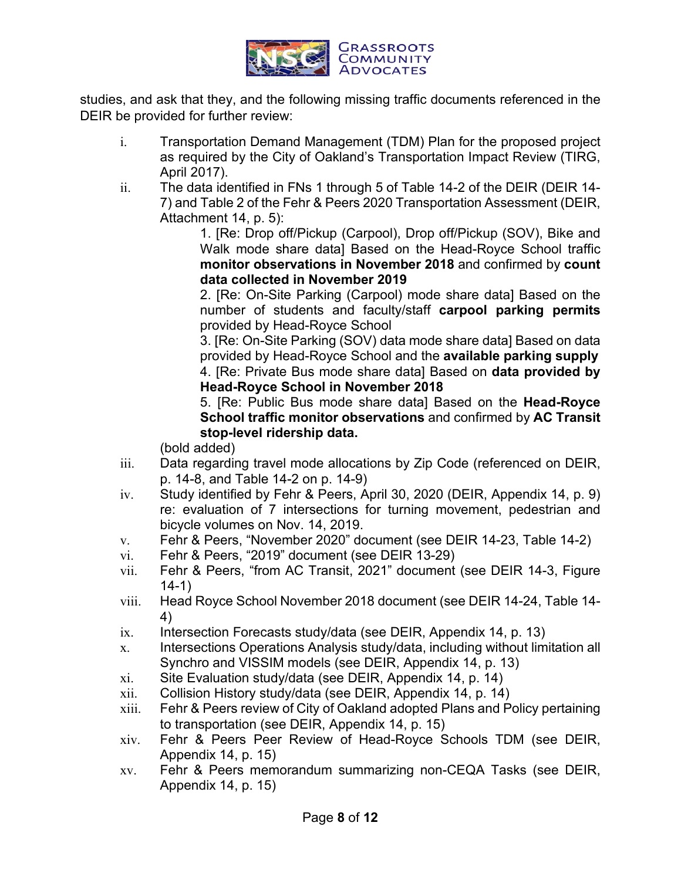studies, and ask that they, and the following missing traffic documents referenced in the DEIR be provided for further review:

i. Transportation Demand Management (TDM) Plan for the proposed project as required by the City of Oakland's Transportation Impact Review (TIRG, April 2017).

ii. The data identified in FNs 1 through 5 of Table 14-2 of the DEIR (DEIR 14-7) and Table 2 of the Fehr & Peers 2020 Transportation Assessment (DEIR, Attachment 14, p. 5):

   1. [Re: Drop off/Pickup (Carpool), Drop off/Pickup (SOV), Bike and Walk mode share data] Based on the Head-Royce School traffic **monitor observations in November 2018** and confirmed by **count data collected in November 2019**

   2. [Re: On-Site Parking (Carpool) mode share data] Based on the number of students and faculty/staff **carpool parking permits** provided by Head-Royce School

   3. [Re: On-Site Parking (SOV) data mode share data] Based on data provided by Head-Royce School and the **available parking supply**

   4. [Re: Private Bus mode share data] Based on **data provided by Head-Royce School in November 2018**

   5. [Re: Public Bus mode share data] Based on the **Head-Royce School traffic monitor observations** and confirmed by **AC Transit stop-level ridership data.**

   (bold added)

iii. Data regarding travel mode allocations by Zip Code (referenced on DEIR, p. 14-8, and Table 14-2 on p. 14-9)

iv. Study identified by Fehr & Peers, April 30, 2020 (DEIR, Appendix 14, p. 9) re: evaluation of 7 intersections for turning movement, pedestrian and bicycle volumes on Nov. 14, 2019.

v. Fehr & Peers, "November 2020" document (see DEIR 14-23, Table 14-2)

vi. Fehr & Peers, "2019" document (see DEIR 13-29)

vii. Fehr & Peers, "from AC Transit, 2021" document (see DEIR 14-3, Figure 14-1)

viii. Head Royce School November 2018 document (see DEIR 14-24, Table 14-4)

ix. Intersection Forecasts study/data (see DEIR, Appendix 14, p. 13)

x. Intersections Operations Analysis study/data, including without limitation all Synchro and VISSIM models (see DEIR, Appendix 14, p. 13)

xi. Site Evaluation study/data (see DEIR, Appendix 14, p. 14)

xii. Collision History study/data (see DEIR, Appendix 14, p. 14)

xiii. Fehr & Peers review of City of Oakland adopted Plans and Policy pertaining to transportation (see DEIR, Appendix 14, p. 15)

xiv. Fehr & Peers Peer Review of Head-Royce Schools TDM (see DEIR, Appendix 14, p. 15)

xv. Fehr & Peers memorandum summarizing non-CEQA Tasks (see DEIR, Appendix 14, p. 15)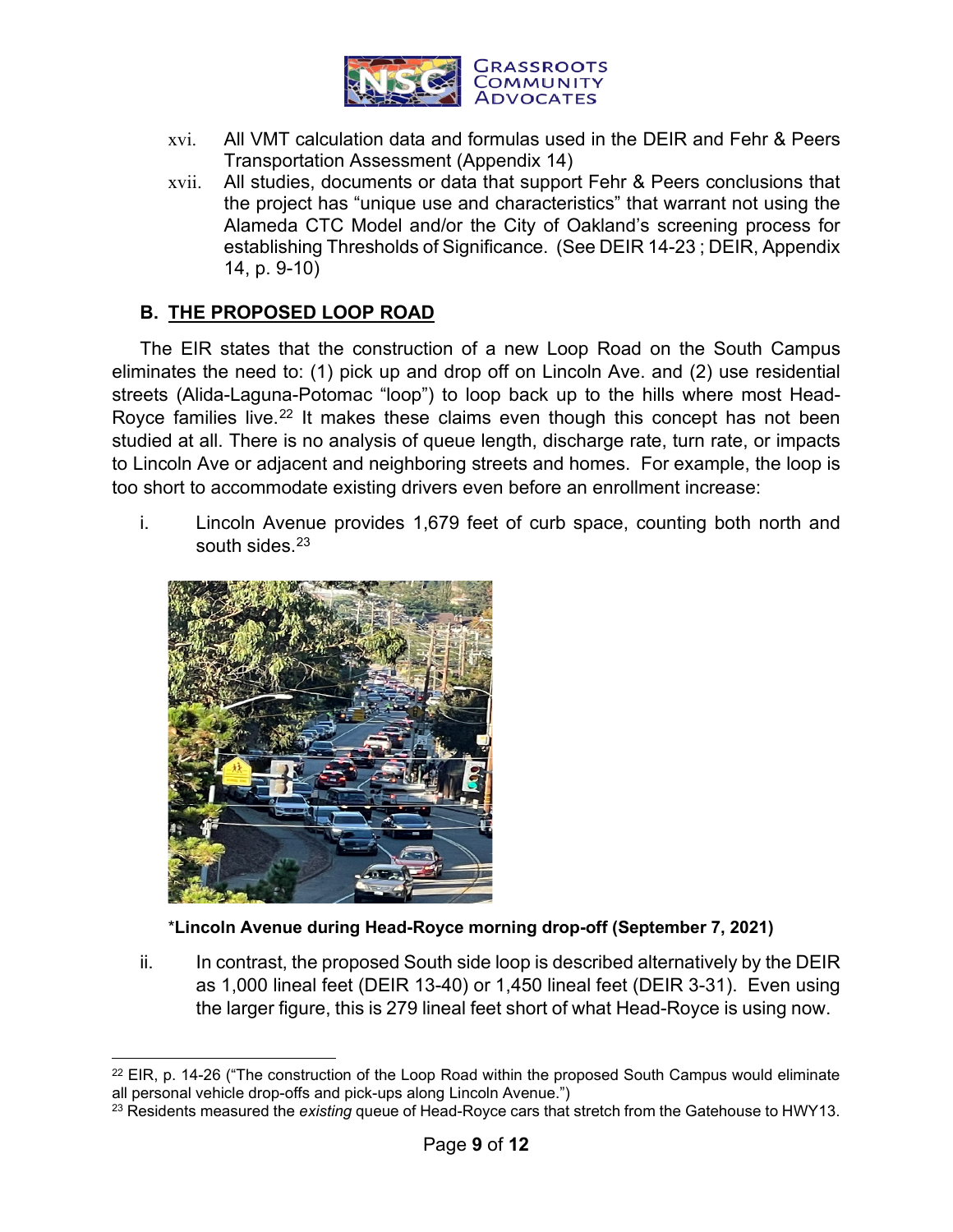xvi. All VMT calculation data and formulas used in the DEIR and Fehr & Peers Transportation Assessment (Appendix 14)

xvii. All studies, documents or data that support Fehr & Peers conclusions that the project has "unique use and characteristics" that warrant not using the Alameda CTC Model and/or the City of Oakland's screening process for establishing Thresholds of Significance. (See DEIR 14-23 ; DEIR, Appendix 14, p. 9-10)

### B. THE PROPOSED LOOP ROAD

The EIR states that the construction of a new Loop Road on the South Campus eliminates the need to: (1) pick up and drop off on Lincoln Ave. and (2) use residential streets (Alida-Laguna-Potomac "loop") to loop back up to the hills where most Head-Royce families live.[22] It makes these claims even though this concept has not been studied at all. There is no analysis of queue length, discharge rate, turn rate, or impacts to Lincoln Ave or adjacent and neighboring streets and homes. For example, the loop is too short to accommodate existing drivers even before an enrollment increase:

i. Lincoln Avenue provides 1,679 feet of curb space, counting both north and south sides.[23]

**\*Lincoln Avenue during Head-Royce morning drop-off (September 7, 2021)**

ii. In contrast, the proposed South side loop is described alternatively by the DEIR as 1,000 lineal feet (DEIR 13-40) or 1,450 lineal feet (DEIR 3-31). Even using the larger figure, this is 279 lineal feet short of what Head-Royce is using now.

---

[22] EIR, p. 14-26 ("The construction of the Loop Road within the proposed South Campus would eliminate all personal vehicle drop-offs and pick-ups along Lincoln Avenue.")

[23] Residents measured the *existing* queue of Head-Royce cars that stretch from the Gatehouse to HWY13.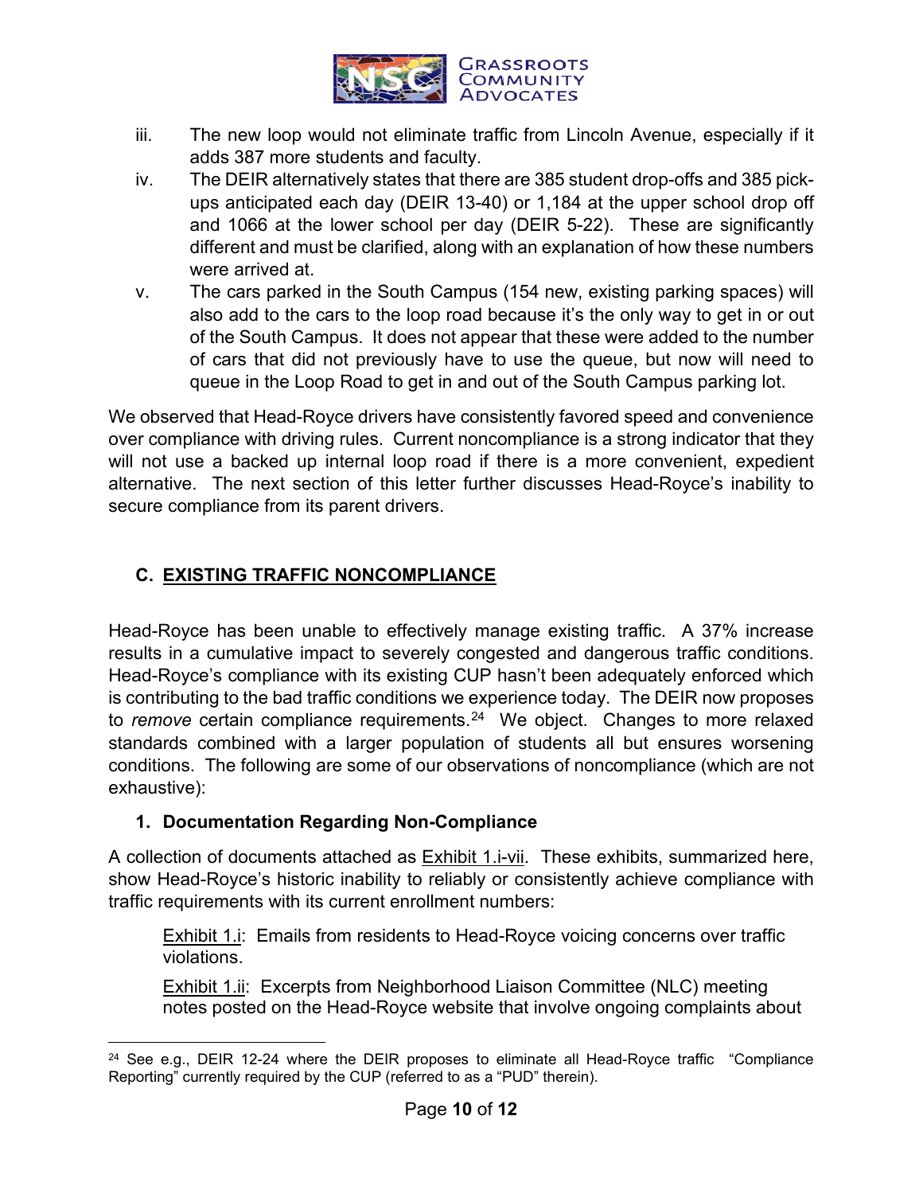iii. The new loop would not eliminate traffic from Lincoln Avenue, especially if it adds 387 more students and faculty.

iv. The DEIR alternatively states that there are 385 student drop-offs and 385 pick-ups anticipated each day (DEIR 13-40) or 1,184 at the upper school drop off and 1066 at the lower school per day (DEIR 5-22). These are significantly different and must be clarified, along with an explanation of how these numbers were arrived at.

v. The cars parked in the South Campus (154 new, existing parking spaces) will also add to the cars to the loop road because it's the only way to get in or out of the South Campus. It does not appear that these were added to the number of cars that did not previously have to use the queue, but now will need to queue in the Loop Road to get in and out of the South Campus parking lot.

We observed that Head-Royce drivers have consistently favored speed and convenience over compliance with driving rules. Current noncompliance is a strong indicator that they will not use a backed up internal loop road if there is a more convenient, expedient alternative. The next section of this letter further discusses Head-Royce's inability to secure compliance from its parent drivers.

## C. EXISTING TRAFFIC NONCOMPLIANCE

Head-Royce has been unable to effectively manage existing traffic. A 37% increase results in a cumulative impact to severely congested and dangerous traffic conditions. Head-Royce's compliance with its existing CUP hasn't been adequately enforced which is contributing to the bad traffic conditions we experience today. The DEIR now proposes to *remove* certain compliance requirements.[24] We object. Changes to more relaxed standards combined with a larger population of students all but ensures worsening conditions. The following are some of our observations of noncompliance (which are not exhaustive):

### 1. Documentation Regarding Non-Compliance

A collection of documents attached as Exhibit 1.i-vii. These exhibits, summarized here, show Head-Royce's historic inability to reliably or consistently achieve compliance with traffic requirements with its current enrollment numbers:

Exhibit 1.i: Emails from residents to Head-Royce voicing concerns over traffic violations.

Exhibit 1.ii: Excerpts from Neighborhood Liaison Committee (NLC) meeting notes posted on the Head-Royce website that involve ongoing complaints about

[24] See e.g., DEIR 12-24 where the DEIR proposes to eliminate all Head-Royce traffic "Compliance Reporting" currently required by the CUP (referred to as a "PUD" therein).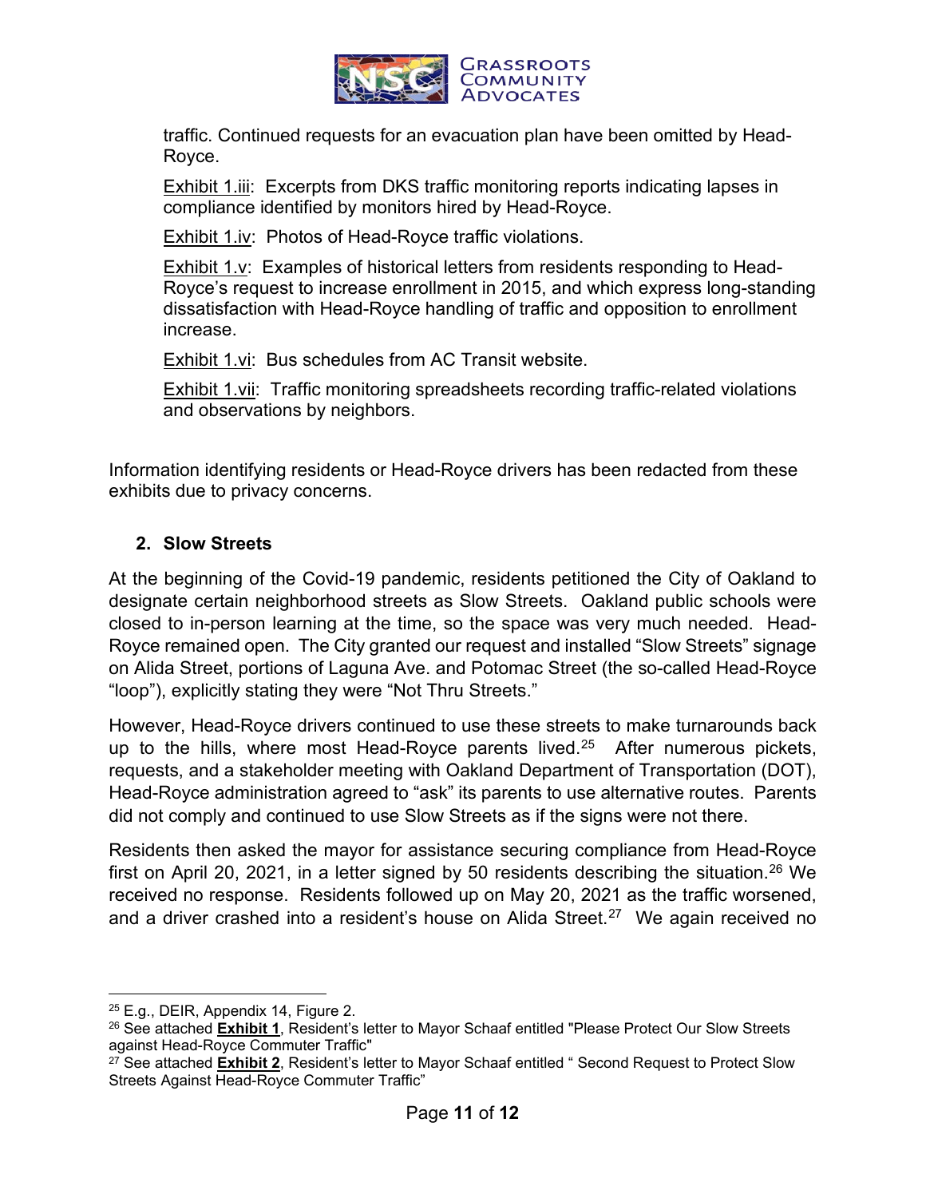traffic. Continued requests for an evacuation plan have been omitted by Head-Royce.

Exhibit 1.iii: Excerpts from DKS traffic monitoring reports indicating lapses in compliance identified by monitors hired by Head-Royce.

Exhibit 1.iv: Photos of Head-Royce traffic violations.

Exhibit 1.v: Examples of historical letters from residents responding to Head-Royce's request to increase enrollment in 2015, and which express long-standing dissatisfaction with Head-Royce handling of traffic and opposition to enrollment increase.

Exhibit 1.vi: Bus schedules from AC Transit website.

Exhibit 1.vii: Traffic monitoring spreadsheets recording traffic-related violations and observations by neighbors.

Information identifying residents or Head-Royce drivers has been redacted from these exhibits due to privacy concerns.

## 2. Slow Streets

At the beginning of the Covid-19 pandemic, residents petitioned the City of Oakland to designate certain neighborhood streets as Slow Streets. Oakland public schools were closed to in-person learning at the time, so the space was very much needed. Head-Royce remained open. The City granted our request and installed "Slow Streets" signage on Alida Street, portions of Laguna Ave. and Potomac Street (the so-called Head-Royce "loop"), explicitly stating they were "Not Thru Streets."

However, Head-Royce drivers continued to use these streets to make turnarounds back up to the hills, where most Head-Royce parents lived.[25] After numerous pickets, requests, and a stakeholder meeting with Oakland Department of Transportation (DOT), Head-Royce administration agreed to "ask" its parents to use alternative routes. Parents did not comply and continued to use Slow Streets as if the signs were not there.

Residents then asked the mayor for assistance securing compliance from Head-Royce first on April 20, 2021, in a letter signed by 50 residents describing the situation.[26] We received no response. Residents followed up on May 20, 2021 as the traffic worsened, and a driver crashed into a resident's house on Alida Street.[27] We again received no

---

[25] E.g., DEIR, Appendix 14, Figure 2.

[26] See attached **Exhibit 1**, Resident's letter to Mayor Schaaf entitled "Please Protect Our Slow Streets against Head-Royce Commuter Traffic"

[27] See attached **Exhibit 2**, Resident's letter to Mayor Schaaf entitled " Second Request to Protect Slow Streets Against Head-Royce Commuter Traffic"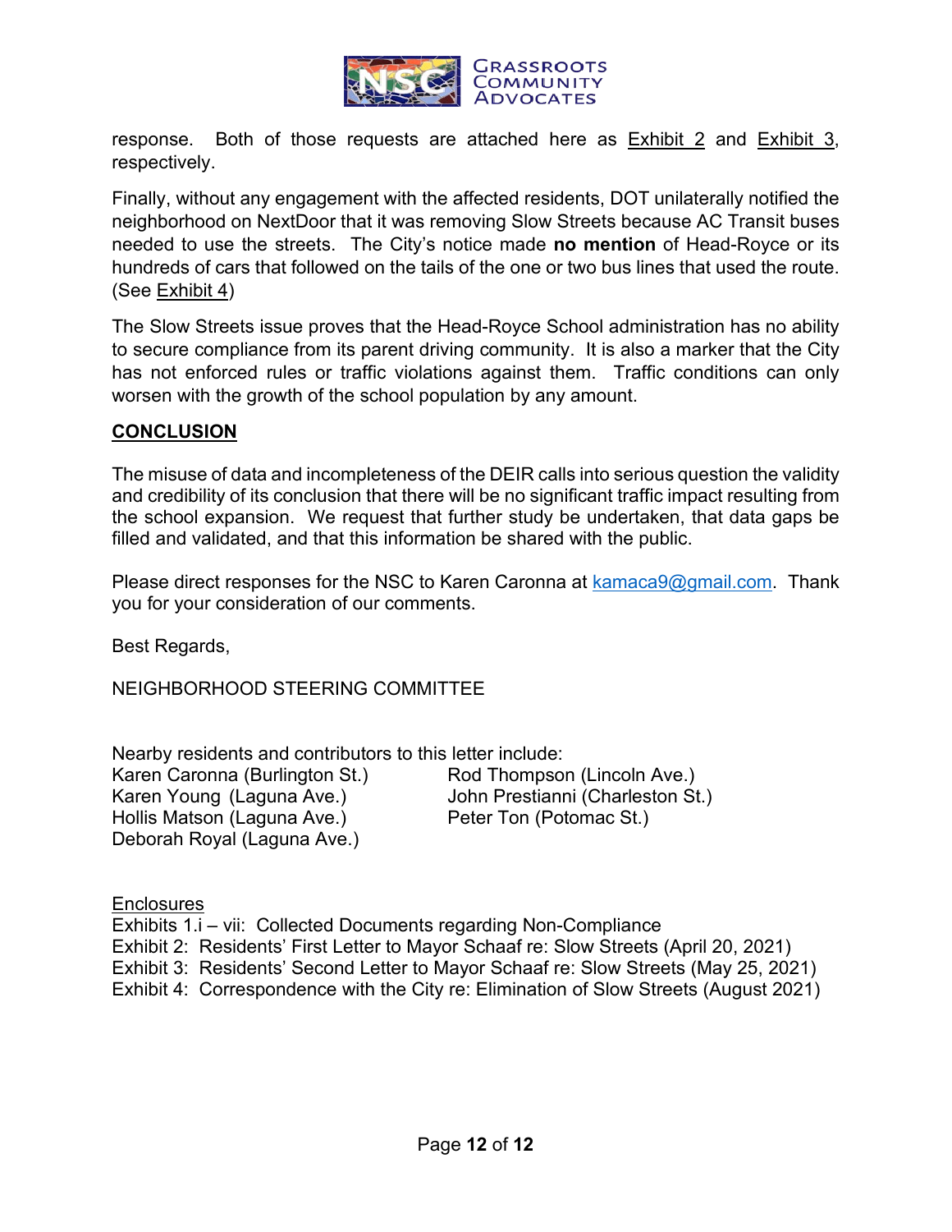response. Both of those requests are attached here as Exhibit 2 and Exhibit 3, respectively.

Finally, without any engagement with the affected residents, DOT unilaterally notified the neighborhood on NextDoor that it was removing Slow Streets because AC Transit buses needed to use the streets. The City's notice made **no mention** of Head-Royce or its hundreds of cars that followed on the tails of the one or two bus lines that used the route. (See Exhibit 4)

The Slow Streets issue proves that the Head-Royce School administration has no ability to secure compliance from its parent driving community. It is also a marker that the City has not enforced rules or traffic violations against them. Traffic conditions can only worsen with the growth of the school population by any amount.

## CONCLUSION

The misuse of data and incompleteness of the DEIR calls into serious question the validity and credibility of its conclusion that there will be no significant traffic impact resulting from the school expansion. We request that further study be undertaken, that data gaps be filled and validated, and that this information be shared with the public.

Please direct responses for the NSC to Karen Caronna at kamaca9@gmail.com. Thank you for your consideration of our comments.

Best Regards,

NEIGHBORHOOD STEERING COMMITTEE

Nearby residents and contributors to this letter include:

Karen Caronna (Burlington St.)
Karen Young (Laguna Ave.)
Hollis Matson (Laguna Ave.)
Deborah Royal (Laguna Ave.)
Rod Thompson (Lincoln Ave.)
John Prestianni (Charleston St.)
Peter Ton (Potomac St.)

Enclosures

Exhibits 1.i – vii: Collected Documents regarding Non-Compliance
Exhibit 2: Residents' First Letter to Mayor Schaaf re: Slow Streets (April 20, 2021)
Exhibit 3: Residents' Second Letter to Mayor Schaaf re: Slow Streets (May 25, 2021)
Exhibit 4: Correspondence with the City re: Elimination of Slow Streets (August 2021)